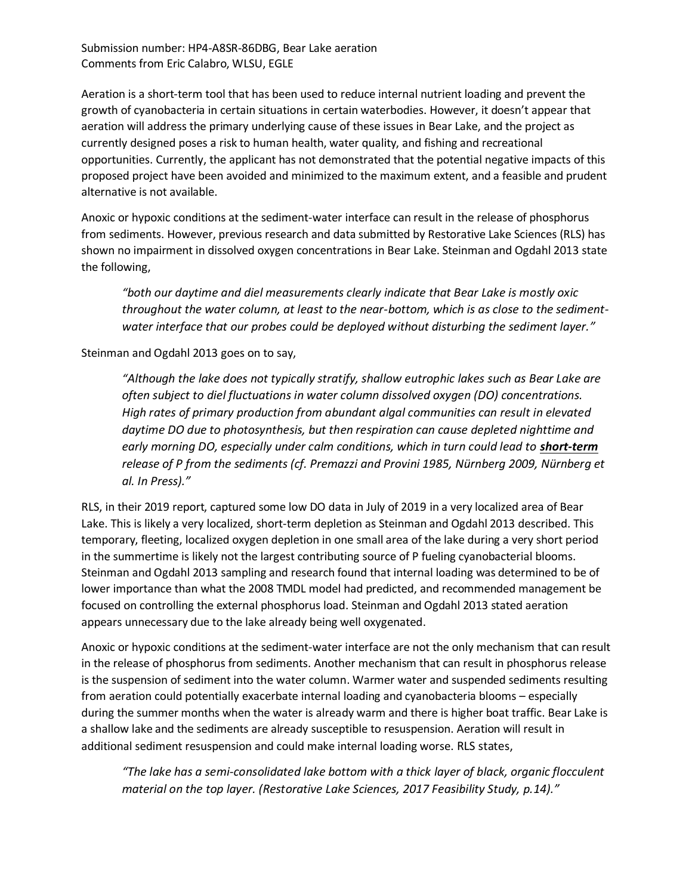Submission number: HP4-A8SR-86DBG, Bear Lake aeration
Comments from Eric Calabro, WLSU, EGLE

Aeration is a short-term tool that has been used to reduce internal nutrient loading and prevent the growth of cyanobacteria in certain situations in certain waterbodies. However, it doesn't appear that aeration will address the primary underlying cause of these issues in Bear Lake, and the project as currently designed poses a risk to human health, water quality, and fishing and recreational opportunities. Currently, the applicant has not demonstrated that the potential negative impacts of this proposed project have been avoided and minimized to the maximum extent, and a feasible and prudent alternative is not available.

Anoxic or hypoxic conditions at the sediment-water interface can result in the release of phosphorus from sediments. However, previous research and data submitted by Restorative Lake Sciences (RLS) has shown no impairment in dissolved oxygen concentrations in Bear Lake. Steinman and Ogdahl 2013 state the following,

> *"both our daytime and diel measurements clearly indicate that Bear Lake is mostly oxic throughout the water column, at least to the near-bottom, which is as close to the sediment-water interface that our probes could be deployed without disturbing the sediment layer."*

Steinman and Ogdahl 2013 goes on to say,

> *"Although the lake does not typically stratify, shallow eutrophic lakes such as Bear Lake are often subject to diel fluctuations in water column dissolved oxygen (DO) concentrations. High rates of primary production from abundant algal communities can result in elevated daytime DO due to photosynthesis, but then respiration can cause depleted nighttime and early morning DO, especially under calm conditions, which in turn could lead to **short-term** release of P from the sediments (cf. Premazzi and Provini 1985, Nürnberg 2009, Nürnberg et al. In Press)."*

RLS, in their 2019 report, captured some low DO data in July of 2019 in a very localized area of Bear Lake. This is likely a very localized, short-term depletion as Steinman and Ogdahl 2013 described. This temporary, fleeting, localized oxygen depletion in one small area of the lake during a very short period in the summertime is likely not the largest contributing source of P fueling cyanobacterial blooms. Steinman and Ogdahl 2013 sampling and research found that internal loading was determined to be of lower importance than what the 2008 TMDL model had predicted, and recommended management be focused on controlling the external phosphorus load. Steinman and Ogdahl 2013 stated aeration appears unnecessary due to the lake already being well oxygenated.

Anoxic or hypoxic conditions at the sediment-water interface are not the only mechanism that can result in the release of phosphorus from sediments. Another mechanism that can result in phosphorus release is the suspension of sediment into the water column. Warmer water and suspended sediments resulting from aeration could potentially exacerbate internal loading and cyanobacteria blooms – especially during the summer months when the water is already warm and there is higher boat traffic. Bear Lake is a shallow lake and the sediments are already susceptible to resuspension. Aeration will result in additional sediment resuspension and could make internal loading worse. RLS states,

> *"The lake has a semi-consolidated lake bottom with a thick layer of black, organic flocculent material on the top layer. (Restorative Lake Sciences, 2017 Feasibility Study, p.14)."*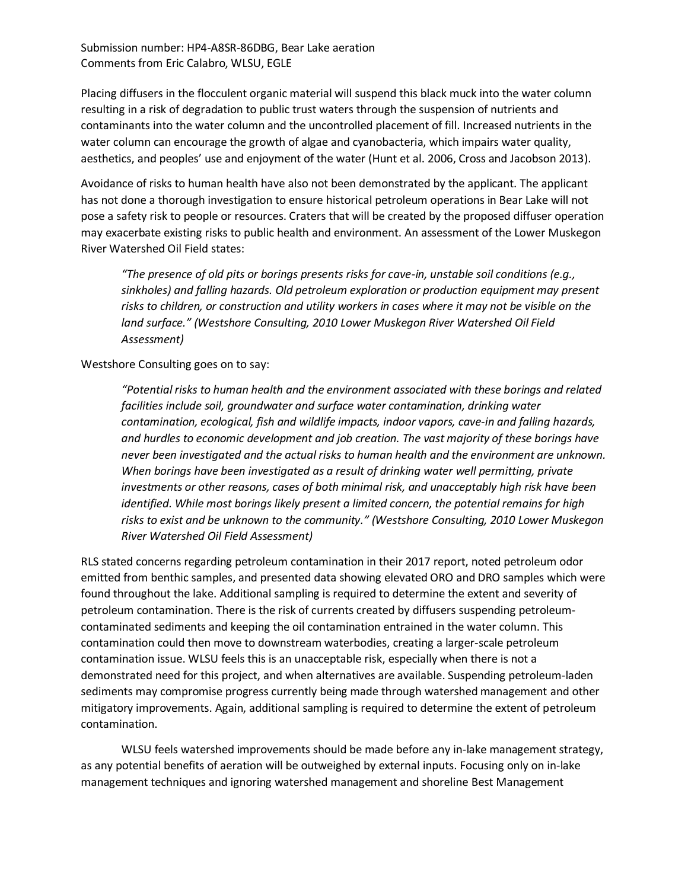Submission number: HP4-A8SR-86DBG, Bear Lake aeration
Comments from Eric Calabro, WLSU, EGLE

Placing diffusers in the flocculent organic material will suspend this black muck into the water column resulting in a risk of degradation to public trust waters through the suspension of nutrients and contaminants into the water column and the uncontrolled placement of fill. Increased nutrients in the water column can encourage the growth of algae and cyanobacteria, which impairs water quality, aesthetics, and peoples' use and enjoyment of the water (Hunt et al. 2006, Cross and Jacobson 2013).

Avoidance of risks to human health have also not been demonstrated by the applicant. The applicant has not done a thorough investigation to ensure historical petroleum operations in Bear Lake will not pose a safety risk to people or resources. Craters that will be created by the proposed diffuser operation may exacerbate existing risks to public health and environment. An assessment of the Lower Muskegon River Watershed Oil Field states:

> *"The presence of old pits or borings presents risks for cave-in, unstable soil conditions (e.g., sinkholes) and falling hazards. Old petroleum exploration or production equipment may present risks to children, or construction and utility workers in cases where it may not be visible on the land surface." (Westshore Consulting, 2010 Lower Muskegon River Watershed Oil Field Assessment)*

Westshore Consulting goes on to say:

> *"Potential risks to human health and the environment associated with these borings and related facilities include soil, groundwater and surface water contamination, drinking water contamination, ecological, fish and wildlife impacts, indoor vapors, cave-in and falling hazards, and hurdles to economic development and job creation. The vast majority of these borings have never been investigated and the actual risks to human health and the environment are unknown. When borings have been investigated as a result of drinking water well permitting, private investments or other reasons, cases of both minimal risk, and unacceptably high risk have been identified. While most borings likely present a limited concern, the potential remains for high risks to exist and be unknown to the community." (Westshore Consulting, 2010 Lower Muskegon River Watershed Oil Field Assessment)*

RLS stated concerns regarding petroleum contamination in their 2017 report, noted petroleum odor emitted from benthic samples, and presented data showing elevated ORO and DRO samples which were found throughout the lake. Additional sampling is required to determine the extent and severity of petroleum contamination. There is the risk of currents created by diffusers suspending petroleum-contaminated sediments and keeping the oil contamination entrained in the water column. This contamination could then move to downstream waterbodies, creating a larger-scale petroleum contamination issue. WLSU feels this is an unacceptable risk, especially when there is not a demonstrated need for this project, and when alternatives are available. Suspending petroleum-laden sediments may compromise progress currently being made through watershed management and other mitigatory improvements. Again, additional sampling is required to determine the extent of petroleum contamination.

WLSU feels watershed improvements should be made before any in-lake management strategy, as any potential benefits of aeration will be outweighed by external inputs. Focusing only on in-lake management techniques and ignoring watershed management and shoreline Best Management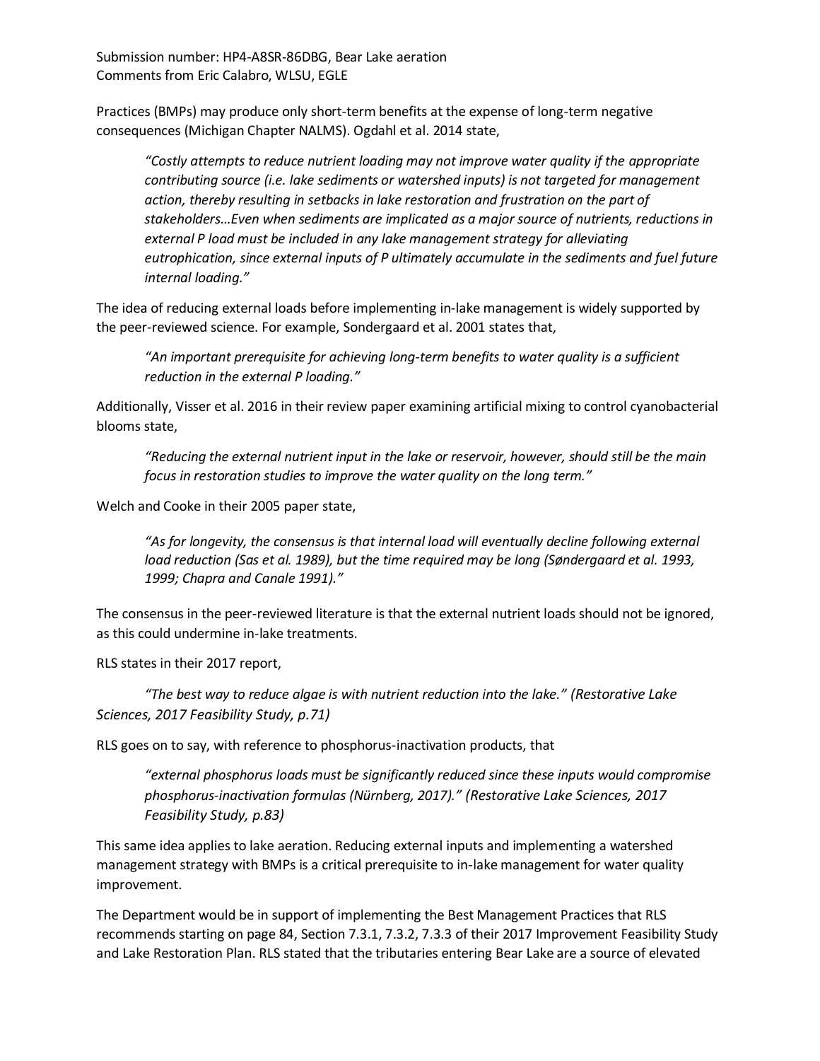Practices (BMPs) may produce only short-term benefits at the expense of long-term negative consequences (Michigan Chapter NALMS). Ogdahl et al. 2014 state,

> *"Costly attempts to reduce nutrient loading may not improve water quality if the appropriate contributing source (i.e. lake sediments or watershed inputs) is not targeted for management action, thereby resulting in setbacks in lake restoration and frustration on the part of stakeholders…Even when sediments are implicated as a major source of nutrients, reductions in external P load must be included in any lake management strategy for alleviating eutrophication, since external inputs of P ultimately accumulate in the sediments and fuel future internal loading."*

The idea of reducing external loads before implementing in-lake management is widely supported by the peer-reviewed science. For example, Sondergaard et al. 2001 states that,

> *"An important prerequisite for achieving long-term benefits to water quality is a sufficient reduction in the external P loading."*

Additionally, Visser et al. 2016 in their review paper examining artificial mixing to control cyanobacterial blooms state,

> *"Reducing the external nutrient input in the lake or reservoir, however, should still be the main focus in restoration studies to improve the water quality on the long term."*

Welch and Cooke in their 2005 paper state,

> *"As for longevity, the consensus is that internal load will eventually decline following external load reduction (Sas et al. 1989), but the time required may be long (Søndergaard et al. 1993, 1999; Chapra and Canale 1991)."*

The consensus in the peer-reviewed literature is that the external nutrient loads should not be ignored, as this could undermine in-lake treatments.

RLS states in their 2017 report,

> *"The best way to reduce algae is with nutrient reduction into the lake." (Restorative Lake Sciences, 2017 Feasibility Study, p.71)*

RLS goes on to say, with reference to phosphorus-inactivation products, that

> *"external phosphorus loads must be significantly reduced since these inputs would compromise phosphorus-inactivation formulas (Nürnberg, 2017)." (Restorative Lake Sciences, 2017 Feasibility Study, p.83)*

This same idea applies to lake aeration. Reducing external inputs and implementing a watershed management strategy with BMPs is a critical prerequisite to in-lake management for water quality improvement.

The Department would be in support of implementing the Best Management Practices that RLS recommends starting on page 84, Section 7.3.1, 7.3.2, 7.3.3 of their 2017 Improvement Feasibility Study and Lake Restoration Plan. RLS stated that the tributaries entering Bear Lake are a source of elevated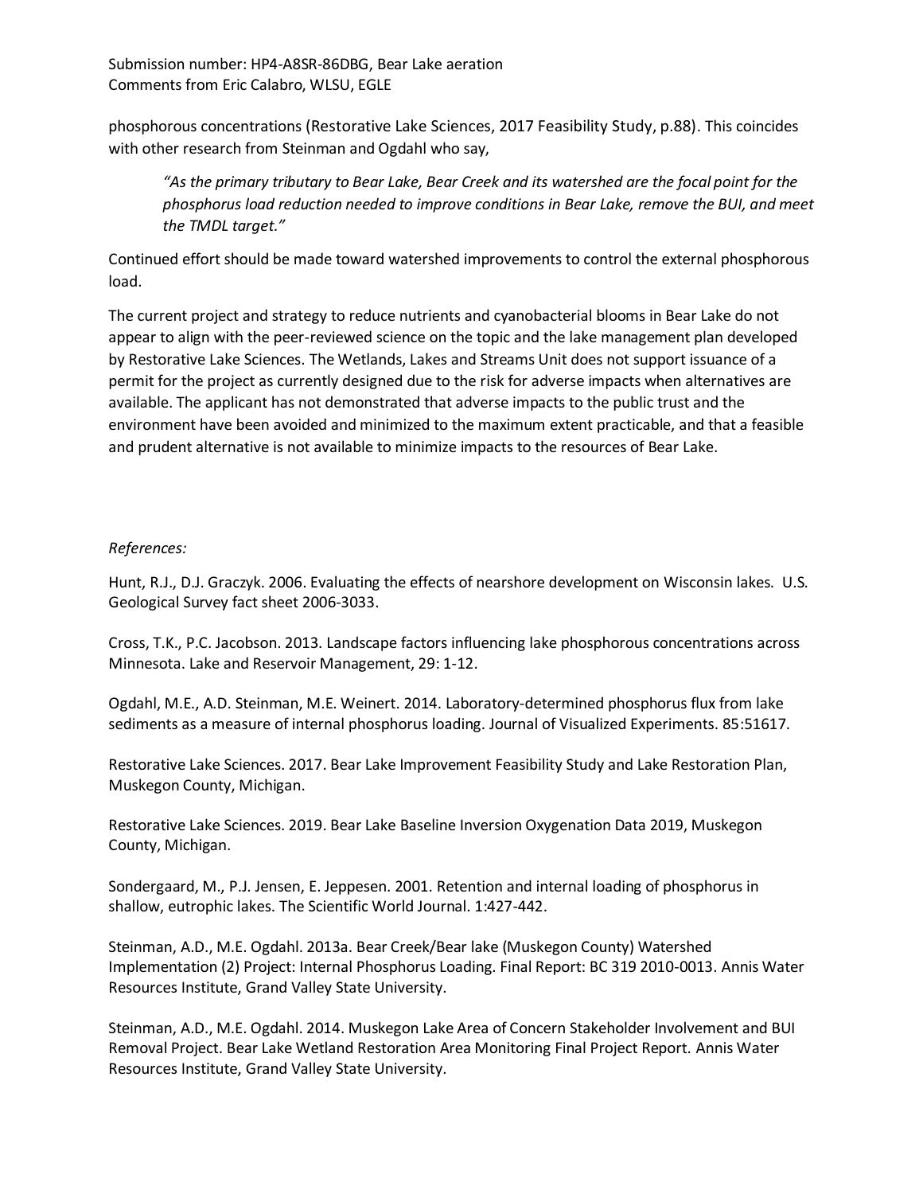phosphorous concentrations (Restorative Lake Sciences, 2017 Feasibility Study, p.88). This coincides with other research from Steinman and Ogdahl who say,

> *"As the primary tributary to Bear Lake, Bear Creek and its watershed are the focal point for the phosphorus load reduction needed to improve conditions in Bear Lake, remove the BUI, and meet the TMDL target."*

Continued effort should be made toward watershed improvements to control the external phosphorous load.

The current project and strategy to reduce nutrients and cyanobacterial blooms in Bear Lake do not appear to align with the peer-reviewed science on the topic and the lake management plan developed by Restorative Lake Sciences. The Wetlands, Lakes and Streams Unit does not support issuance of a permit for the project as currently designed due to the risk for adverse impacts when alternatives are available. The applicant has not demonstrated that adverse impacts to the public trust and the environment have been avoided and minimized to the maximum extent practicable, and that a feasible and prudent alternative is not available to minimize impacts to the resources of Bear Lake.

*References:*

Hunt, R.J., D.J. Graczyk. 2006. Evaluating the effects of nearshore development on Wisconsin lakes. U.S. Geological Survey fact sheet 2006-3033.

Cross, T.K., P.C. Jacobson. 2013. Landscape factors influencing lake phosphorous concentrations across Minnesota. Lake and Reservoir Management, 29: 1-12.

Ogdahl, M.E., A.D. Steinman, M.E. Weinert. 2014. Laboratory-determined phosphorus flux from lake sediments as a measure of internal phosphorus loading. Journal of Visualized Experiments. 85:51617.

Restorative Lake Sciences. 2017. Bear Lake Improvement Feasibility Study and Lake Restoration Plan, Muskegon County, Michigan.

Restorative Lake Sciences. 2019. Bear Lake Baseline Inversion Oxygenation Data 2019, Muskegon County, Michigan.

Sondergaard, M., P.J. Jensen, E. Jeppesen. 2001. Retention and internal loading of phosphorus in shallow, eutrophic lakes. The Scientific World Journal. 1:427-442.

Steinman, A.D., M.E. Ogdahl. 2013a. Bear Creek/Bear lake (Muskegon County) Watershed Implementation (2) Project: Internal Phosphorus Loading. Final Report: BC 319 2010-0013. Annis Water Resources Institute, Grand Valley State University.

Steinman, A.D., M.E. Ogdahl. 2014. Muskegon Lake Area of Concern Stakeholder Involvement and BUI Removal Project. Bear Lake Wetland Restoration Area Monitoring Final Project Report. Annis Water Resources Institute, Grand Valley State University.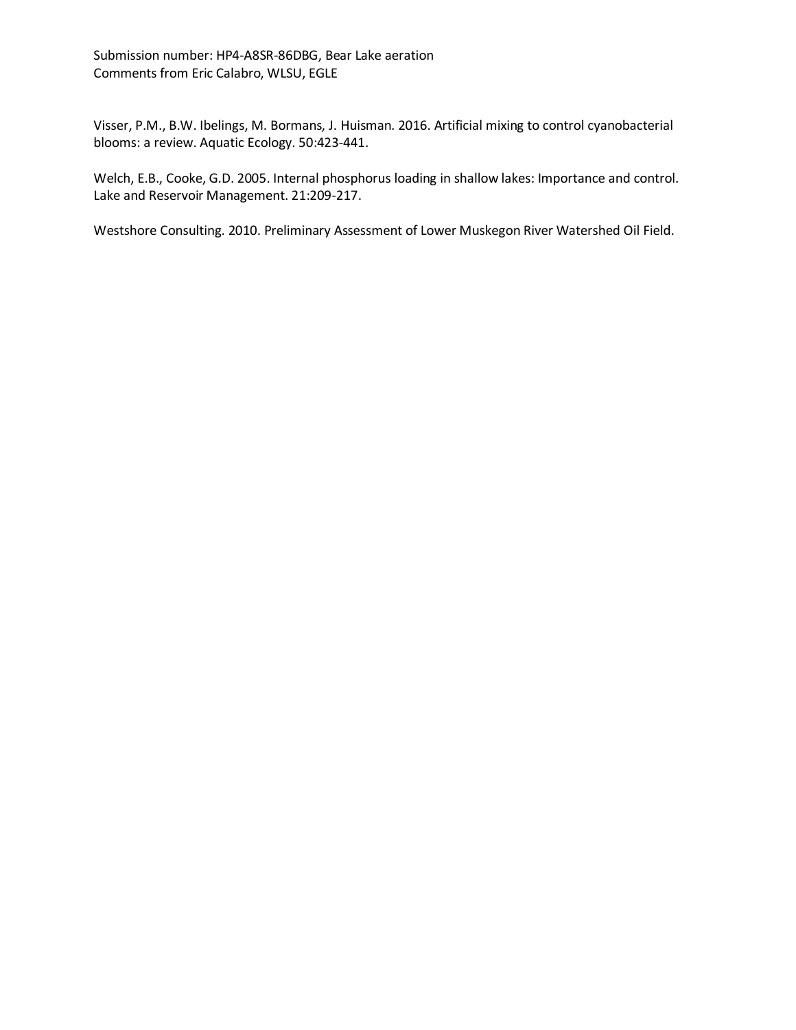Submission number: HP4-A8SR-86DBG, Bear Lake aeration
Comments from Eric Calabro, WLSU, EGLE

Visser, P.M., B.W. Ibelings, M. Bormans, J. Huisman. 2016. Artificial mixing to control cyanobacterial blooms: a review. Aquatic Ecology. 50:423-441.

Welch, E.B., Cooke, G.D. 2005. Internal phosphorus loading in shallow lakes: Importance and control. Lake and Reservoir Management. 21:209-217.

Westshore Consulting. 2010. Preliminary Assessment of Lower Muskegon River Watershed Oil Field.